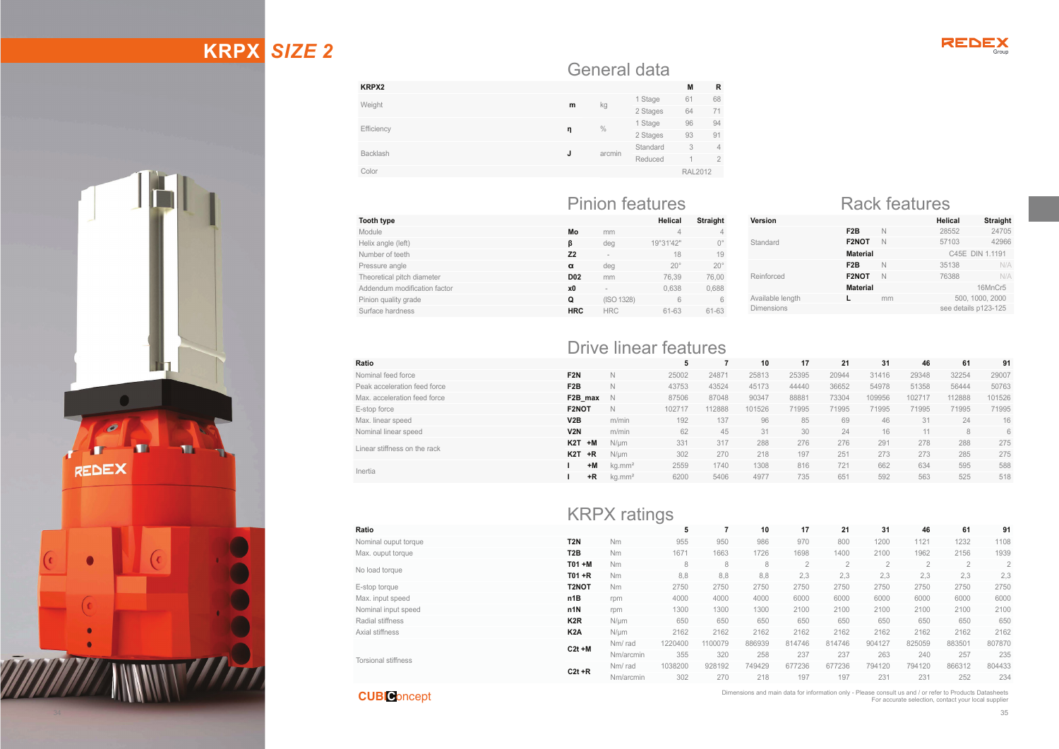# KRPX SIZE 2

## General data

| KRPX2 | | | | M | R |
|---|---|---|---|---|---|
| Weight | m | kg | 1 Stage | 61 | 68 |
| | | | 2 Stages | 64 | 71 |
| Efficiency | η | % | 1 Stage | 96 | 94 |
| | | | 2 Stages | 93 | 91 |
| Backlash | J | arcmin | Standard | 3 | 4 |
| | | | Reduced | 1 | 2 |
| Color | | | | RAL2012 | |

## Pinion features

| Tooth type | | | Helical | Straight |
|---|---|---|---|---|
| Module | Mo | mm | 4 | 4 |
| Helix angle (left) | β | deg | 19°31'42" | 0° |
| Number of teeth | Z2 | - | 18 | 19 |
| Pressure angle | α | deg | 20° | 20° |
| Theoretical pitch diameter | D02 | mm | 76,39 | 76,00 |
| Addendum modification factor | x0 | - | 0,638 | 0,688 |
| Pinion quality grade | Q | (ISO 1328) | 6 | 6 |
| Surface hardness | HRC | HRC | 61-63 | 61-63 |

## Rack features

| Version | | | Helical | Straight |
|---|---|---|---|---|
| Standard | F2B | N | 28552 | 24705 |
| | F2NOT | N | 57103 | 42966 |
| | Material | | C45E DIN 1.1191 | |
| Reinforced | F2B | N | 35138 | N/A |
| | F2NOT | N | 76388 | N/A |
| | Material | | 16MnCr5 | |
| Available length | L | mm | 500, 1000, 2000 | |
| Dimensions | | | see details p123-125 | |

## Drive linear features

| Ratio | | | 5 | 7 | 10 | 17 | 21 | 31 | 46 | 61 | 91 |
|---|---|---|---|---|---|---|---|---|---|---|---|
| Nominal feed force | F2N | N | 25002 | 24871 | 25813 | 25395 | 20944 | 31416 | 29348 | 32254 | 29007 |
| Peak acceleration feed force | F2B | N | 43753 | 43524 | 45173 | 44440 | 36652 | 54978 | 51358 | 56444 | 50763 |
| Max. acceleration feed force | F2B_max | N | 87506 | 87048 | 90347 | 88881 | 73304 | 109956 | 102717 | 112888 | 101526 |
| E-stop force | F2NOT | N | 102717 | 112888 | 101526 | 71995 | 71995 | 71995 | 71995 | 71995 | 71995 |
| Max. linear speed | V2B | m/min | 192 | 137 | 96 | 85 | 69 | 46 | 31 | 24 | 16 |
| Nominal linear speed | V2N | m/min | 62 | 45 | 31 | 30 | 24 | 16 | 11 | 8 | 6 |
| Linear stiffness on the rack | K2T +M | N/µm | 331 | 317 | 288 | 276 | 276 | 291 | 278 | 288 | 275 |
| | K2T +R | N/µm | 302 | 270 | 218 | 197 | 251 | 273 | 273 | 285 | 275 |
| Inertia | I +M | kg.mm² | 2559 | 1740 | 1308 | 816 | 721 | 662 | 634 | 595 | 588 |
| | I +R | kg.mm² | 6200 | 5406 | 4977 | 735 | 651 | 592 | 563 | 525 | 518 |

## KRPX ratings

| Ratio | | | 5 | 7 | 10 | 17 | 21 | 31 | 46 | 61 | 91 |
|---|---|---|---|---|---|---|---|---|---|---|---|
| Nominal ouput torque | T2N | Nm | 955 | 950 | 986 | 970 | 800 | 1200 | 1121 | 1232 | 1108 |
| Max. ouput torque | T2B | Nm | 1671 | 1663 | 1726 | 1698 | 1400 | 2100 | 1962 | 2156 | 1939 |
| No load torque | T01 +M | Nm | 8 | 8 | 8 | 2 | 2 | 2 | 2 | 2 | 2 |
| | T01 +R | Nm | 8,8 | 8,8 | 8,8 | 2,3 | 2,3 | 2,3 | 2,3 | 2,3 | 2,3 |
| E-stop torque | T2NOT | Nm | 2750 | 2750 | 2750 | 2750 | 2750 | 2750 | 2750 | 2750 | 2750 |
| Max. input speed | n1B | rpm | 4000 | 4000 | 4000 | 6000 | 6000 | 6000 | 6000 | 6000 | 6000 |
| Nominal input speed | n1N | rpm | 1300 | 1300 | 1300 | 2100 | 2100 | 2100 | 2100 | 2100 | 2100 |
| Radial stiffness | K2R | N/µm | 650 | 650 | 650 | 650 | 650 | 650 | 650 | 650 | 650 |
| Axial stiffness | K2A | N/µm | 2162 | 2162 | 2162 | 2162 | 2162 | 2162 | 2162 | 2162 | 2162 |
| Torsional stiffness | C2t +M | Nm/ rad | 1220400 | 1100079 | 886939 | 814746 | 814746 | 904127 | 825059 | 883501 | 807870 |
| | | Nm/arcmin | 355 | 320 | 258 | 237 | 237 | 263 | 240 | 257 | 235 |
| | C2t +R | Nm/ rad | 1038200 | 928192 | 749429 | 677236 | 677236 | 794120 | 794120 | 866312 | 804433 |
| | | Nm/arcmin | 302 | 270 | 218 | 197 | 197 | 231 | 231 | 252 | 234 |

CUBIConcept

Dimensions and main data for information only - Please consult us and / or refer to Products Datasheets
For accurate selection, contact your local supplier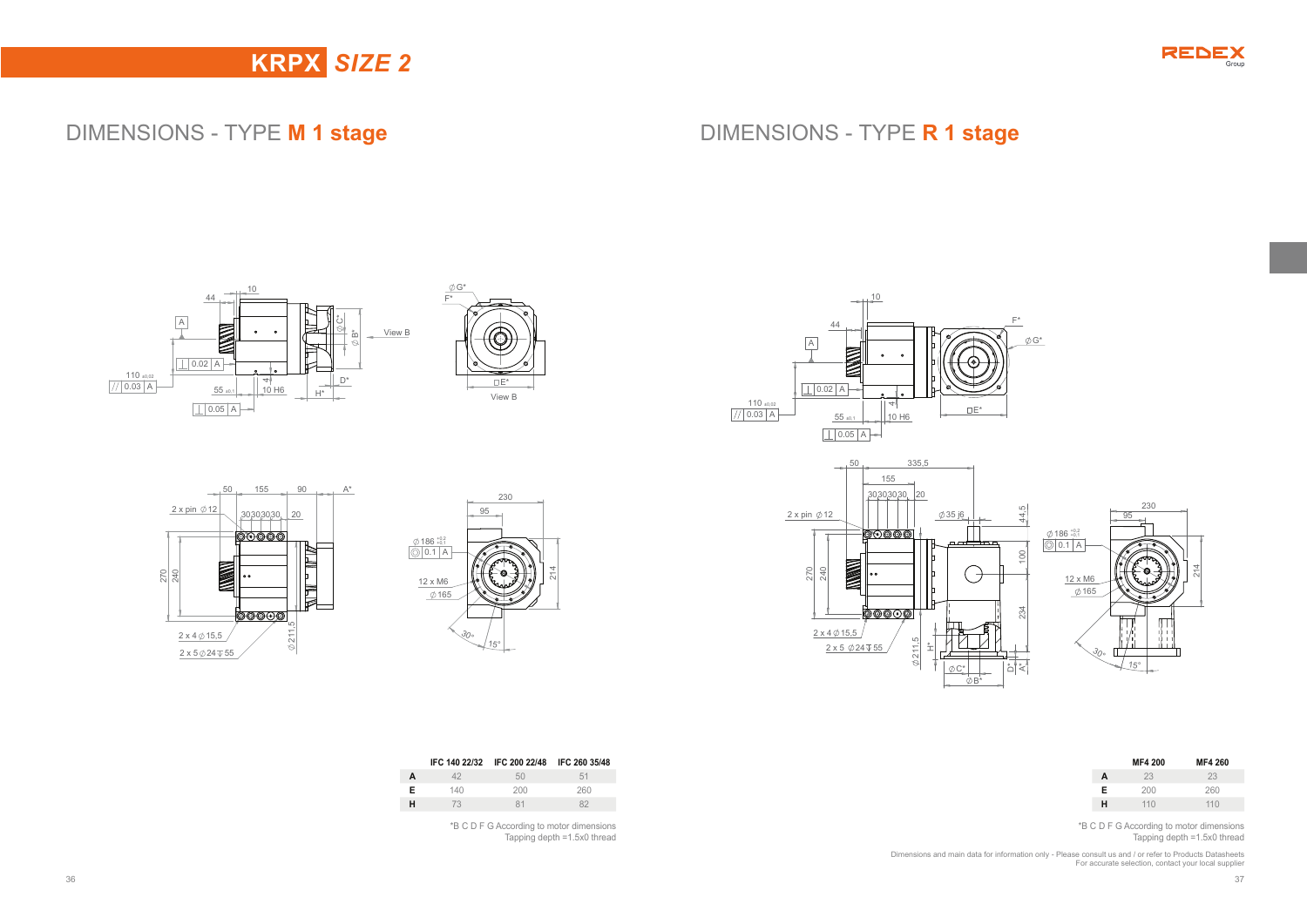# KRPX *SIZE 2*

## DIMENSIONS - TYPE **M 1 stage**

|   | IFC 140 22/32 | IFC 200 22/48 | IFC 260 35/48 |
|---|---|---|---|
| **A** | 42 | 50 | 51 |
| **E** | 140 | 200 | 260 |
| **H** | 73 | 81 | 82 |

*B C D F G According to motor dimensions
Tapping depth =1.5x0 thread

## DIMENSIONS - TYPE **R 1 stage**

|   | MF4 200 | MF4 260 |
|---|---|---|
| **A** | 23 | 23 |
| **E** | 200 | 260 |
| **H** | 110 | 110 |

*B C D F G According to motor dimensions
Tapping depth =1.5x0 thread

Dimensions and main data for information only - Please consult us and / or refer to Products Datasheets
For accurate selection, contact your local supplier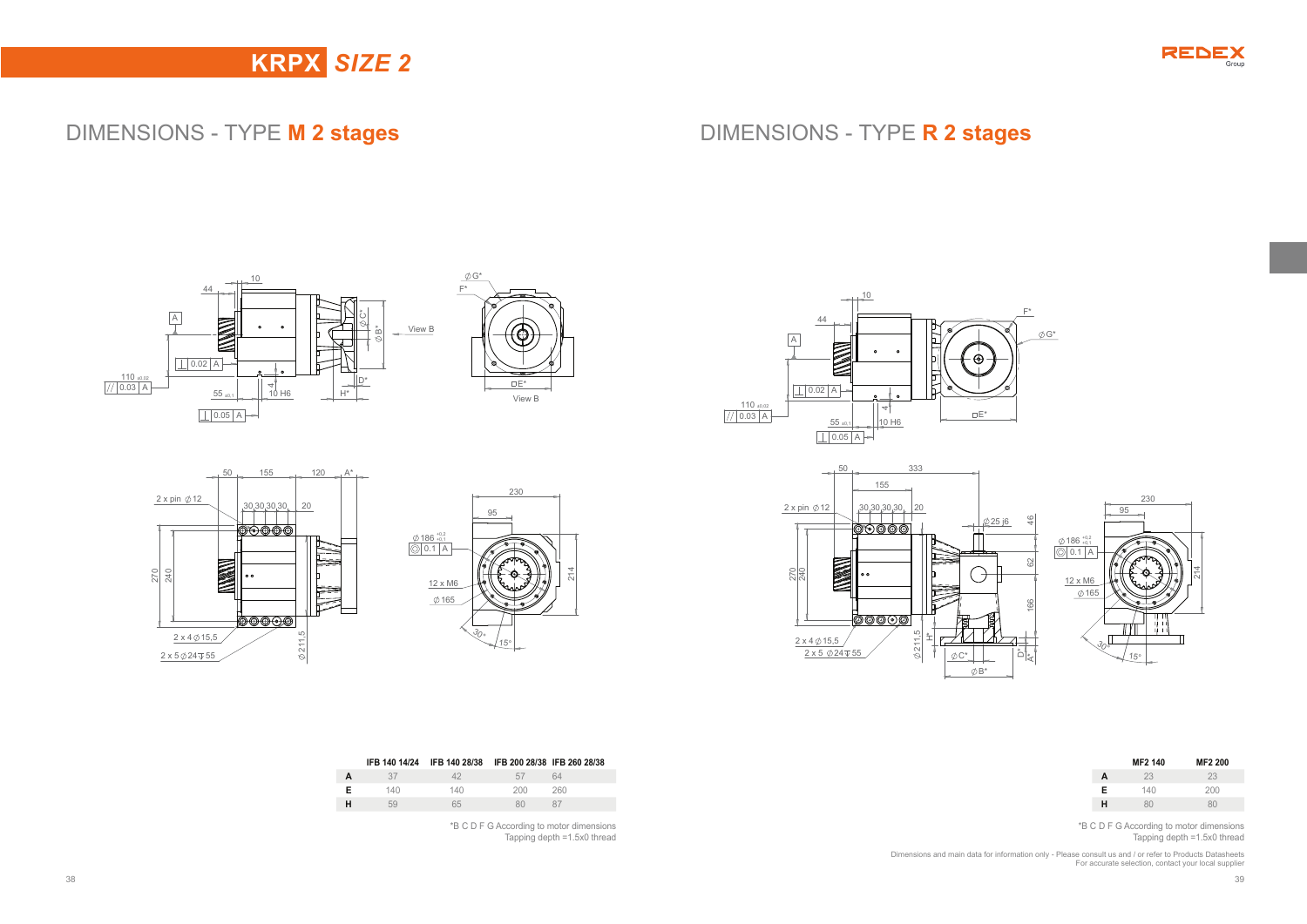# KRPX *SIZE 2*

## DIMENSIONS - TYPE **M 2 stages**

| | IFB 140 14/24 | IFB 140 28/38 | IFB 200 28/38 | IFB 260 28/38 |
|---|---|---|---|---|
| **A** | 37 | 42 | 57 | 64 |
| **E** | 140 | 140 | 200 | 260 |
| **H** | 59 | 65 | 80 | 87 |

*B C D F G According to motor dimensions
Tapping depth =1.5x0 thread

## DIMENSIONS - TYPE **R 2 stages**

| | MF2 140 | MF2 200 |
|---|---|---|
| **A** | 23 | 23 |
| **E** | 140 | 200 |
| **H** | 80 | 80 |

*B C D F G According to motor dimensions
Tapping depth =1.5x0 thread

Dimensions and main data for information only - Please consult us and / or refer to Products Datasheets
For accurate selection, contact your local supplier